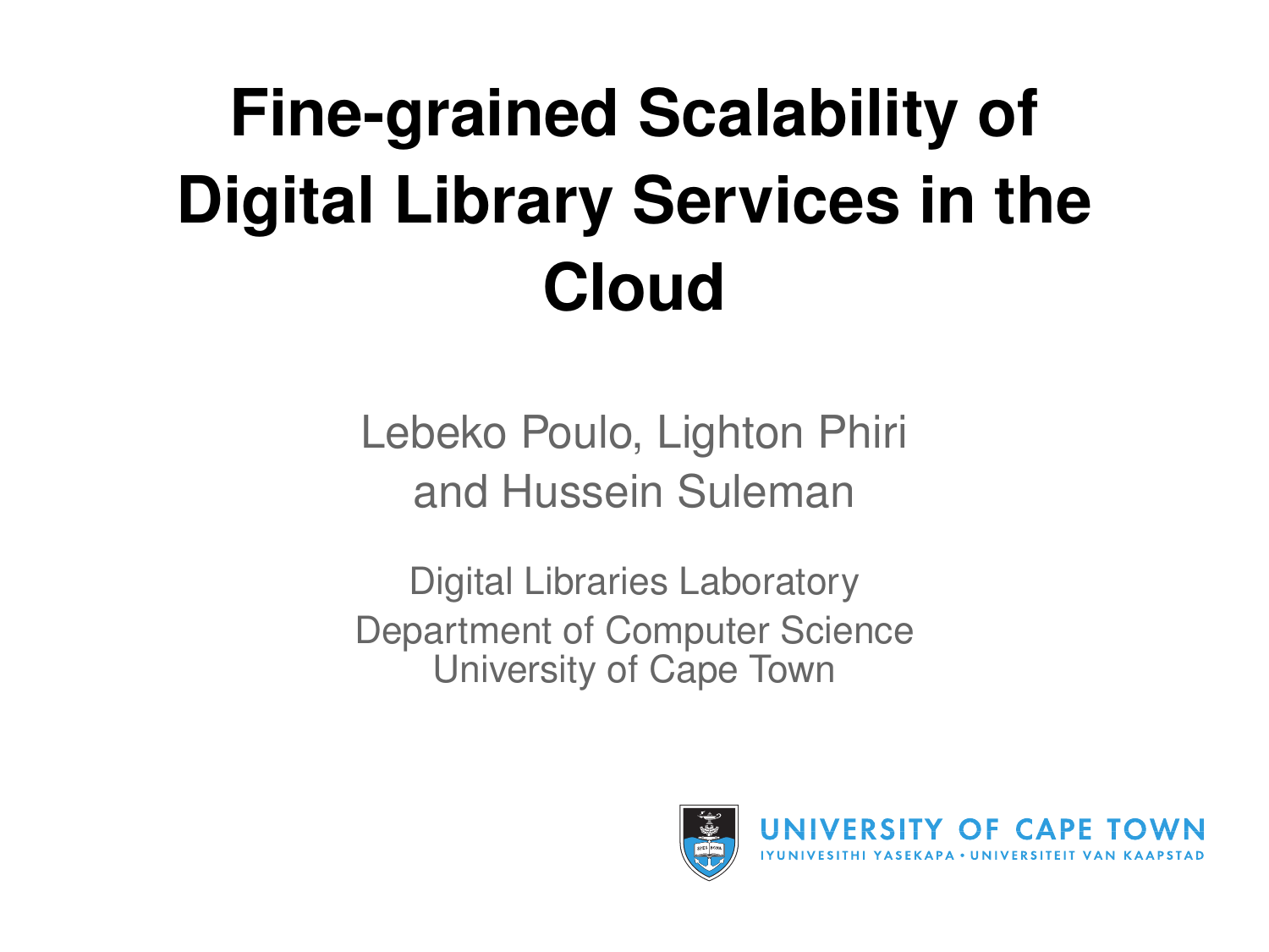# Fine-grained Scalability of Digital Library Services in the Cloud

Lebeko Poulo, Lighton Phiri and Hussein Suleman

Digital Libraries Laboratory
Department of Computer Science
University of Cape Town

UNIVERSITY OF CAPE TOWN
IYUNIVESITHI YASEKAPA • UNIVERSITEIT VAN KAAPSTAD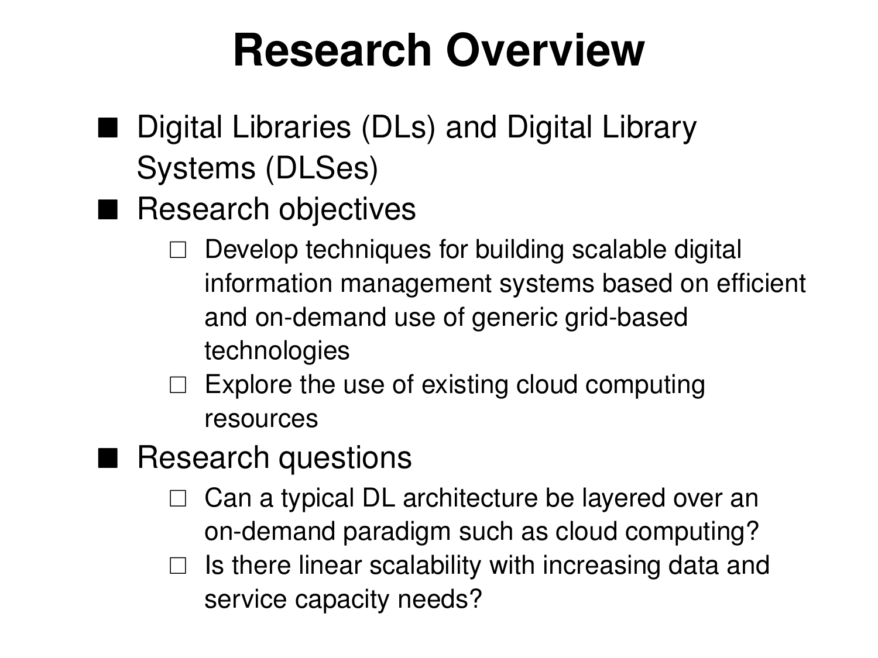# Research Overview

- Digital Libraries (DLs) and Digital Library Systems (DLSes)
- Research objectives
  - Develop techniques for building scalable digital information management systems based on efficient and on-demand use of generic grid-based technologies
  - Explore the use of existing cloud computing resources
- Research questions
  - Can a typical DL architecture be layered over an on-demand paradigm such as cloud computing?
  - Is there linear scalability with increasing data and service capacity needs?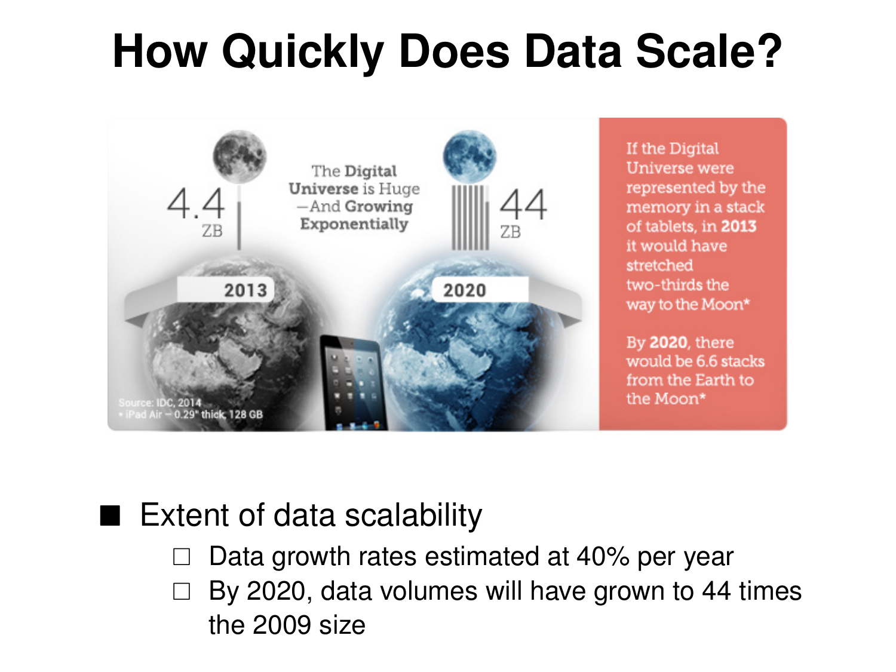# How Quickly Does Data Scale?

- Extent of data scalability
  - Data growth rates estimated at 40% per year
  - By 2020, data volumes will have grown to 44 times the 2009 size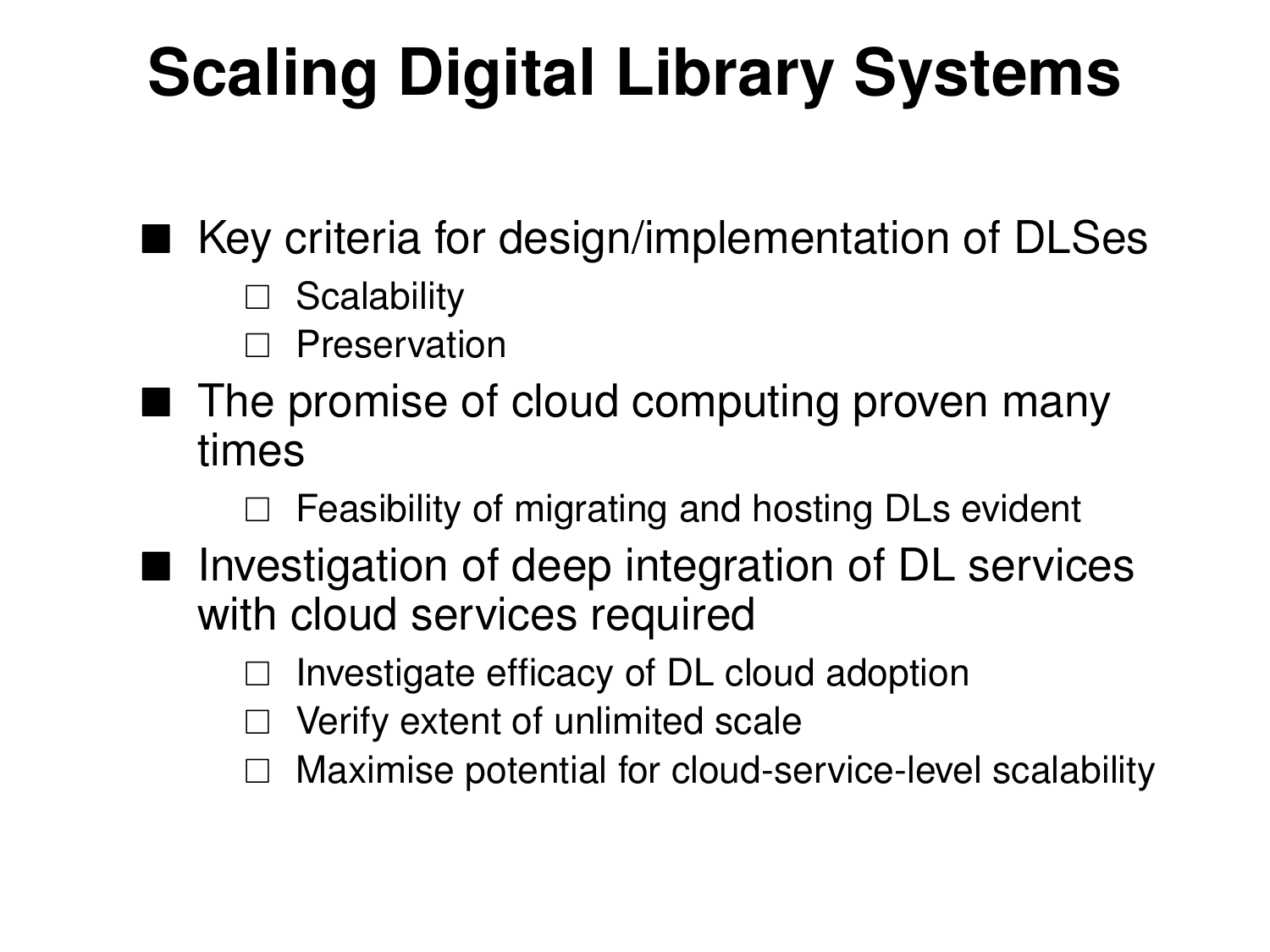# Scaling Digital Library Systems

- Key criteria for design/implementation of DLSes
  - Scalability
  - Preservation
- The promise of cloud computing proven many times
  - Feasibility of migrating and hosting DLs evident
- Investigation of deep integration of DL services with cloud services required
  - Investigate efficacy of DL cloud adoption
  - Verify extent of unlimited scale
  - Maximise potential for cloud-service-level scalability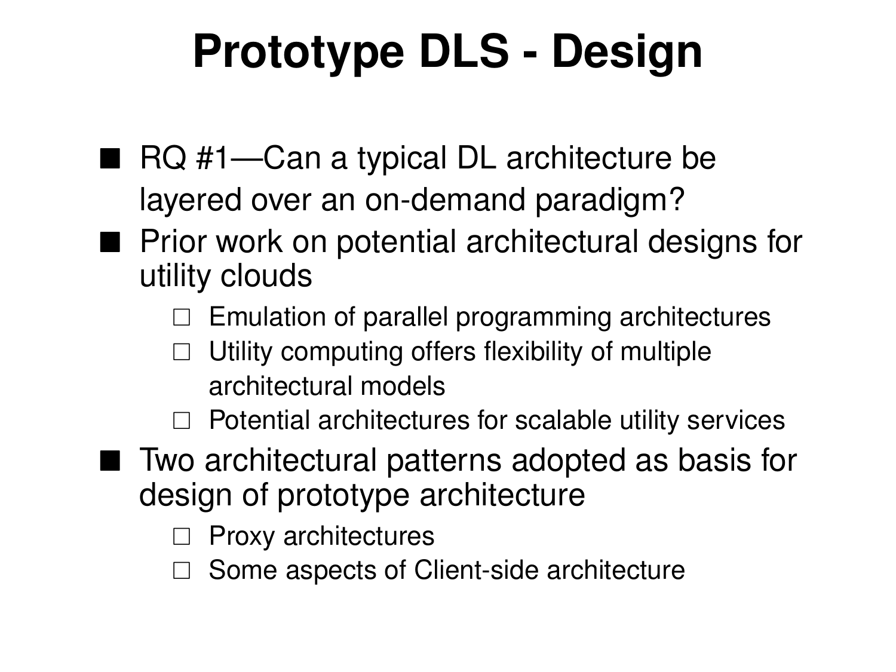# Prototype DLS - Design

- RQ #1—Can a typical DL architecture be layered over an on-demand paradigm?
- Prior work on potential architectural designs for utility clouds
  - Emulation of parallel programming architectures
  - Utility computing offers flexibility of multiple architectural models
  - Potential architectures for scalable utility services
- Two architectural patterns adopted as basis for design of prototype architecture
  - Proxy architectures
  - Some aspects of Client-side architecture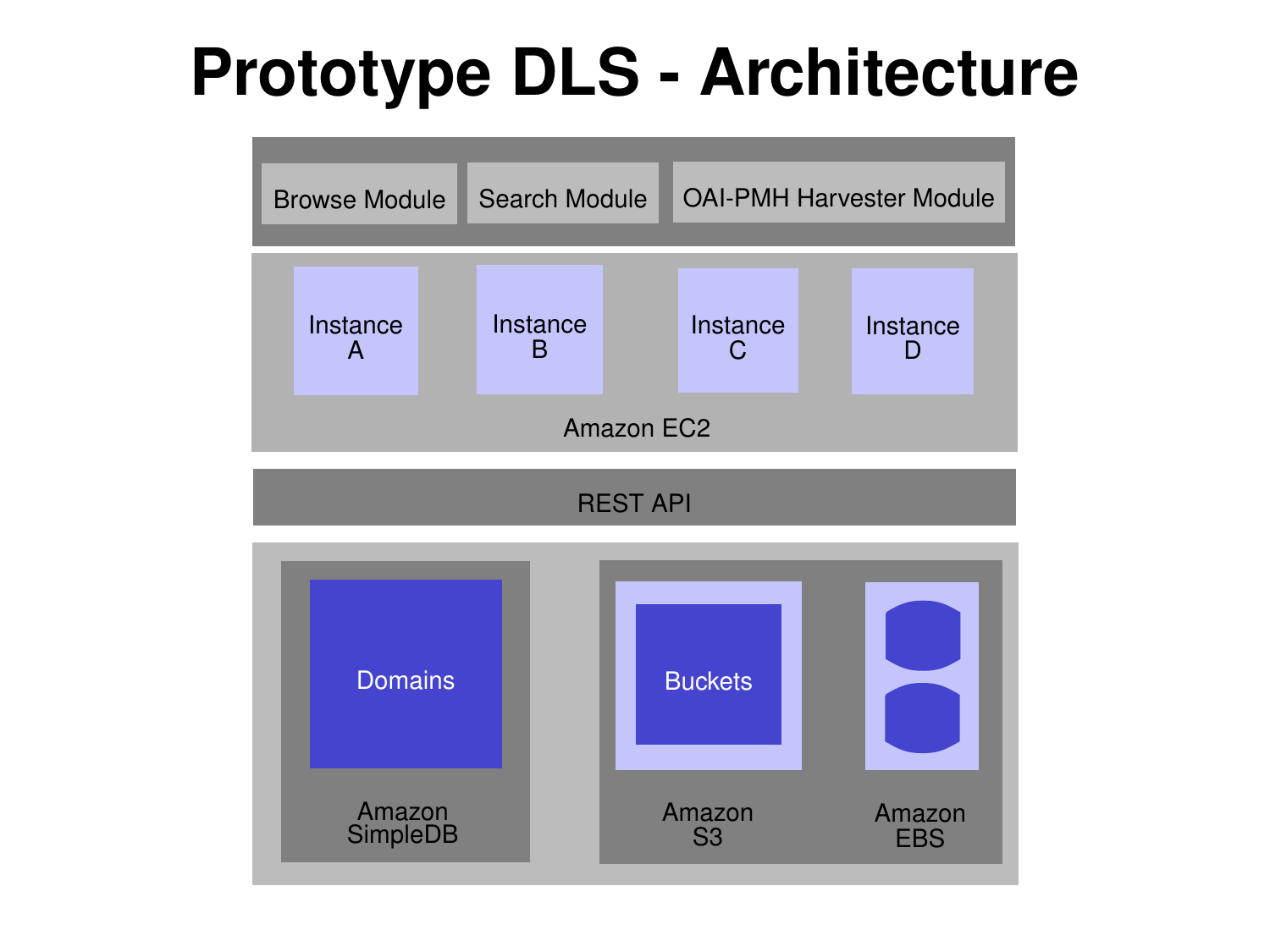# Prototype DLS - Architecture

Browse Module | Search Module | OAI-PMH Harvester Module

Instance A | Instance B | Instance C | Instance D

Amazon EC2

REST API

Domains

Amazon SimpleDB

Buckets

Amazon S3

Amazon EBS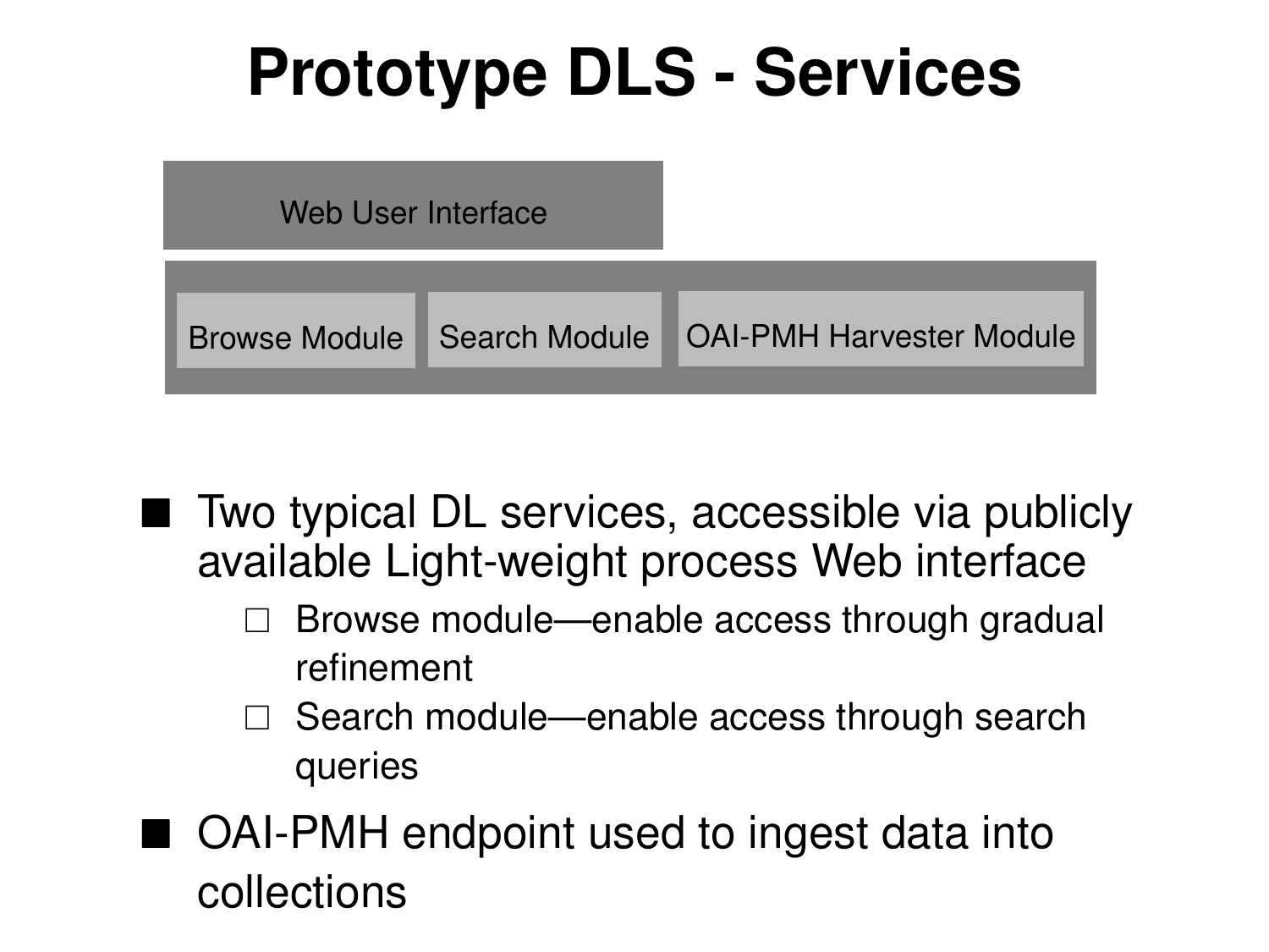# Prototype DLS - Services

Web User Interface

Browse Module | Search Module | OAI-PMH Harvester Module

- Two typical DL services, accessible via publicly available Light-weight process Web interface
  - Browse module—enable access through gradual refinement
  - Search module—enable access through search queries
- OAI-PMH endpoint used to ingest data into collections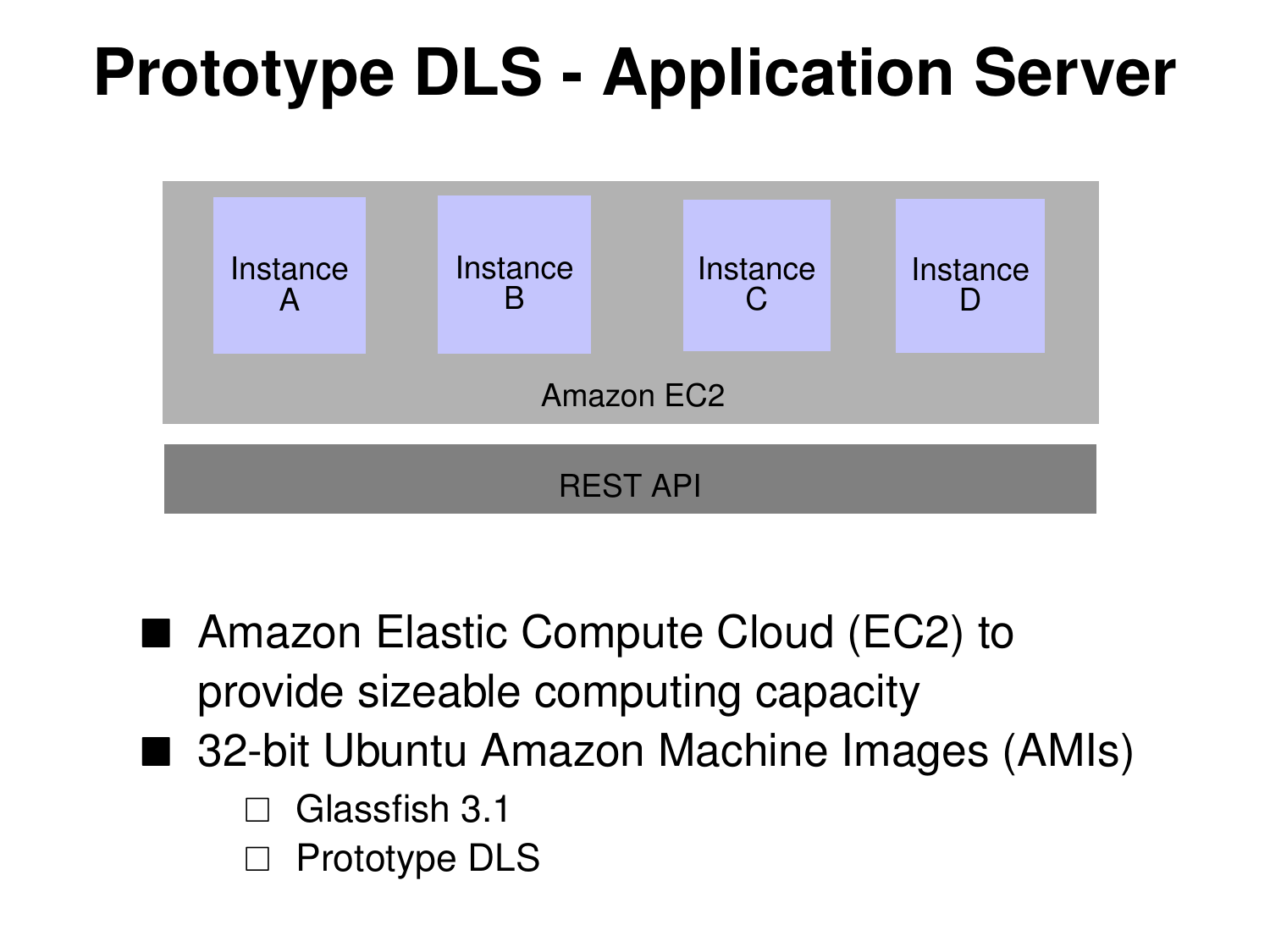# Prototype DLS - Application Server

Instance A

Instance B

Instance C

Instance D

Amazon EC2

REST API

- Amazon Elastic Compute Cloud (EC2) to provide sizeable computing capacity
- 32-bit Ubuntu Amazon Machine Images (AMIs)
  - Glassfish 3.1
  - Prototype DLS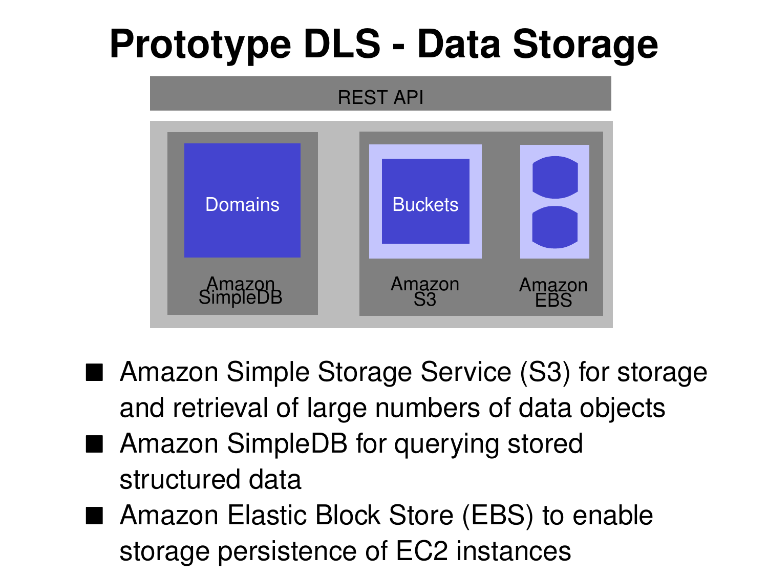# Prototype DLS - Data Storage

REST API

Domains

Amazon SimpleDB

Buckets

Amazon S3

Amazon EBS

- Amazon Simple Storage Service (S3) for storage and retrieval of large numbers of data objects
- Amazon SimpleDB for querying stored structured data
- Amazon Elastic Block Store (EBS) to enable storage persistence of EC2 instances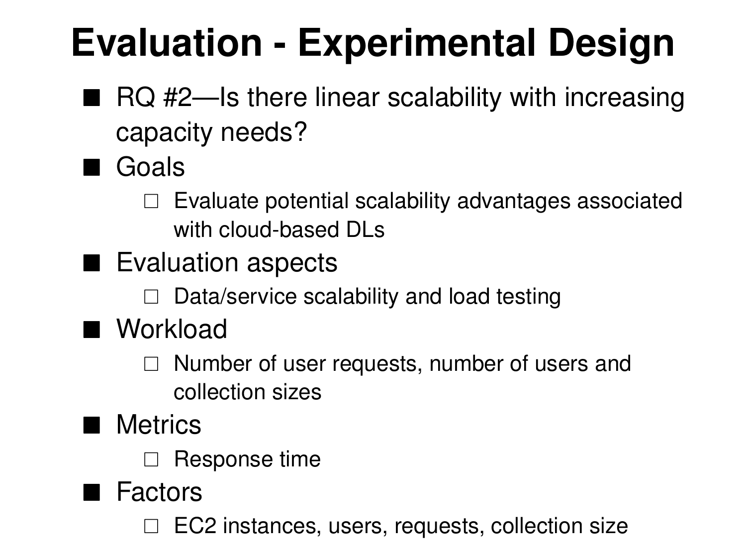# Evaluation - Experimental Design

- RQ #2—Is there linear scalability with increasing capacity needs?
- Goals
  - Evaluate potential scalability advantages associated with cloud-based DLs
- Evaluation aspects
  - Data/service scalability and load testing
- Workload
  - Number of user requests, number of users and collection sizes
- Metrics
  - Response time
- Factors
  - EC2 instances, users, requests, collection size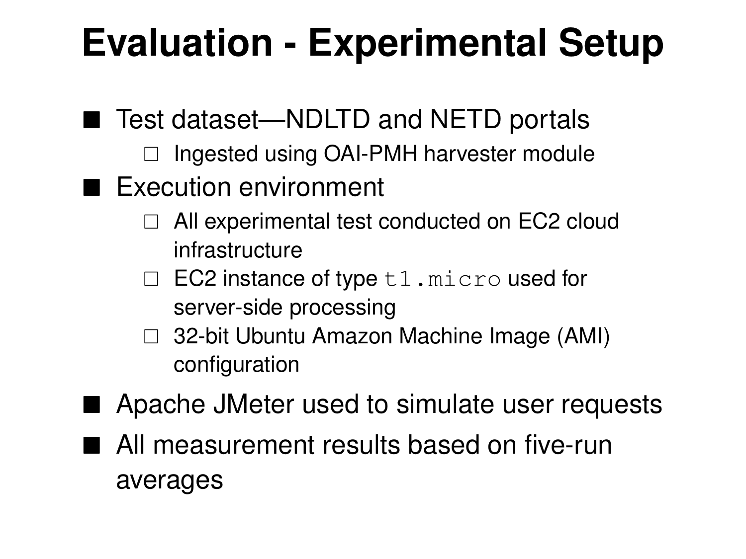# Evaluation - Experimental Setup

- Test dataset—NDLTD and NETD portals
  - Ingested using OAI-PMH harvester module
- Execution environment
  - All experimental test conducted on EC2 cloud infrastructure
  - EC2 instance of type `t1.micro` used for server-side processing
  - 32-bit Ubuntu Amazon Machine Image (AMI) configuration
- Apache JMeter used to simulate user requests
- All measurement results based on five-run averages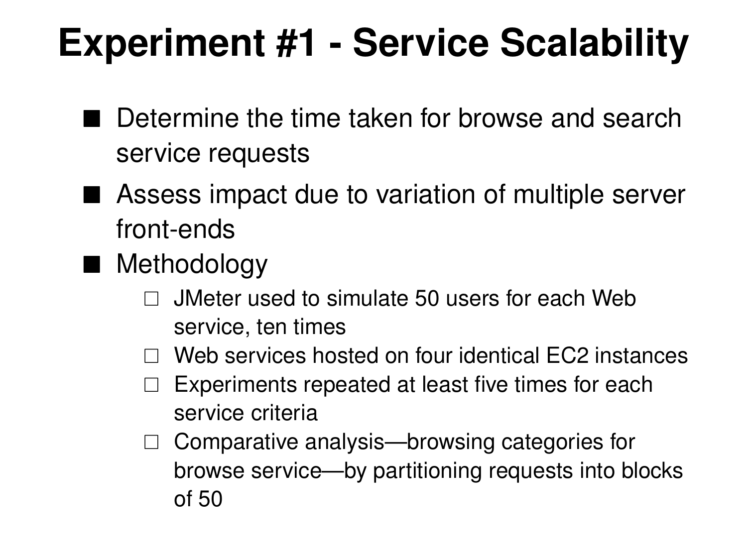# Experiment #1 - Service Scalability

- Determine the time taken for browse and search service requests
- Assess impact due to variation of multiple server front-ends
- Methodology
  - JMeter used to simulate 50 users for each Web service, ten times
  - Web services hosted on four identical EC2 instances
  - Experiments repeated at least five times for each service criteria
  - Comparative analysis—browsing categories for browse service—by partitioning requests into blocks of 50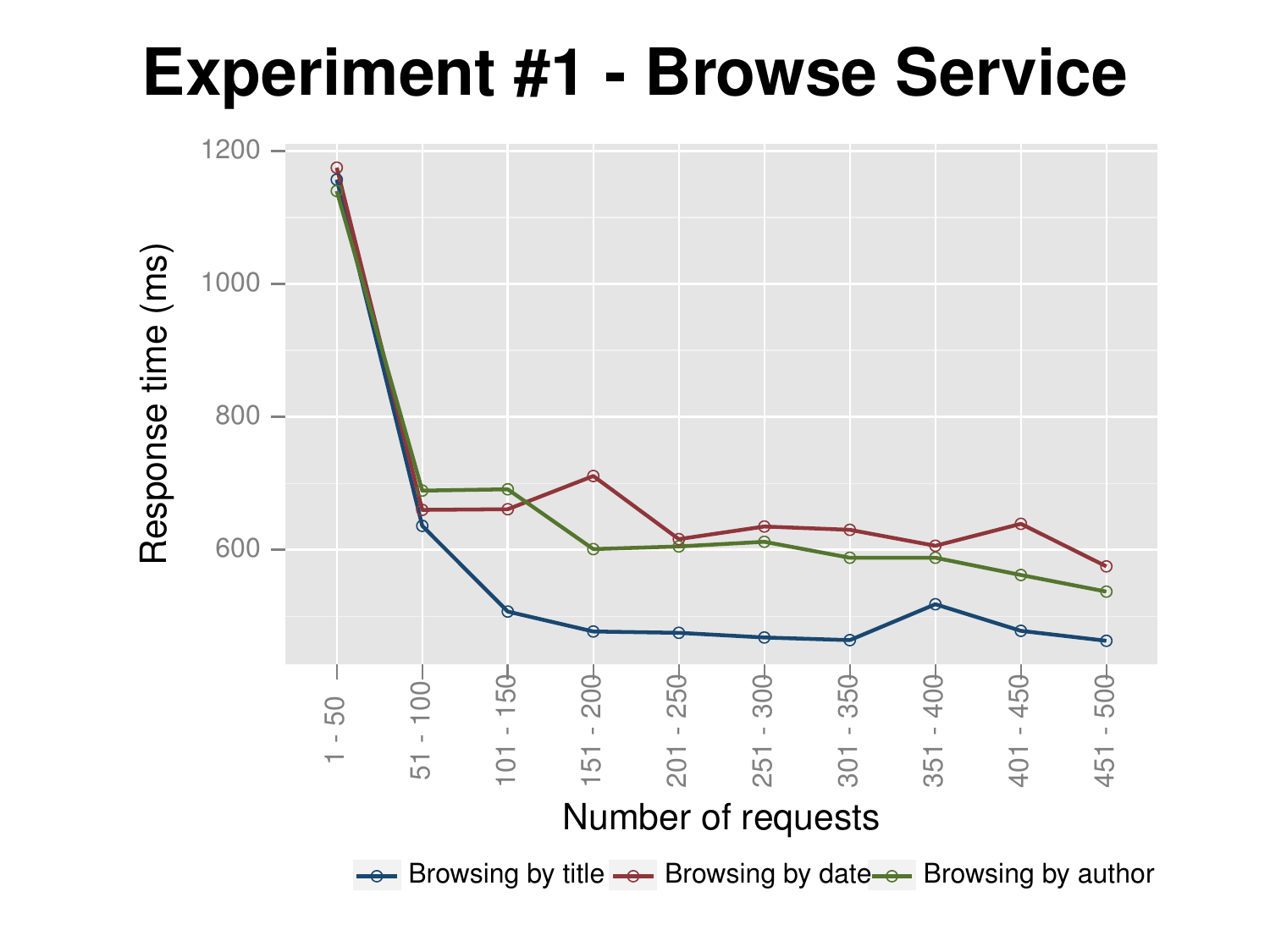# Experiment #1 - Browse Service

Response time (ms)

Number of requests

Browsing by title, Browsing by date, Browsing by author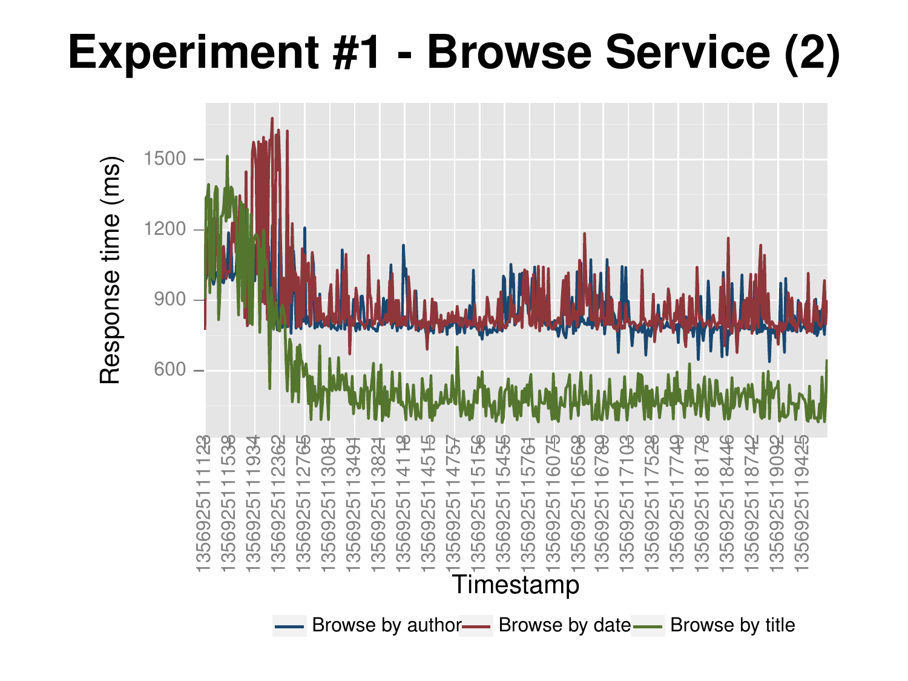# Experiment #1 - Browse Service (2)

Response time (ms)

Timestamp

Browse by author — Browse by date — Browse by title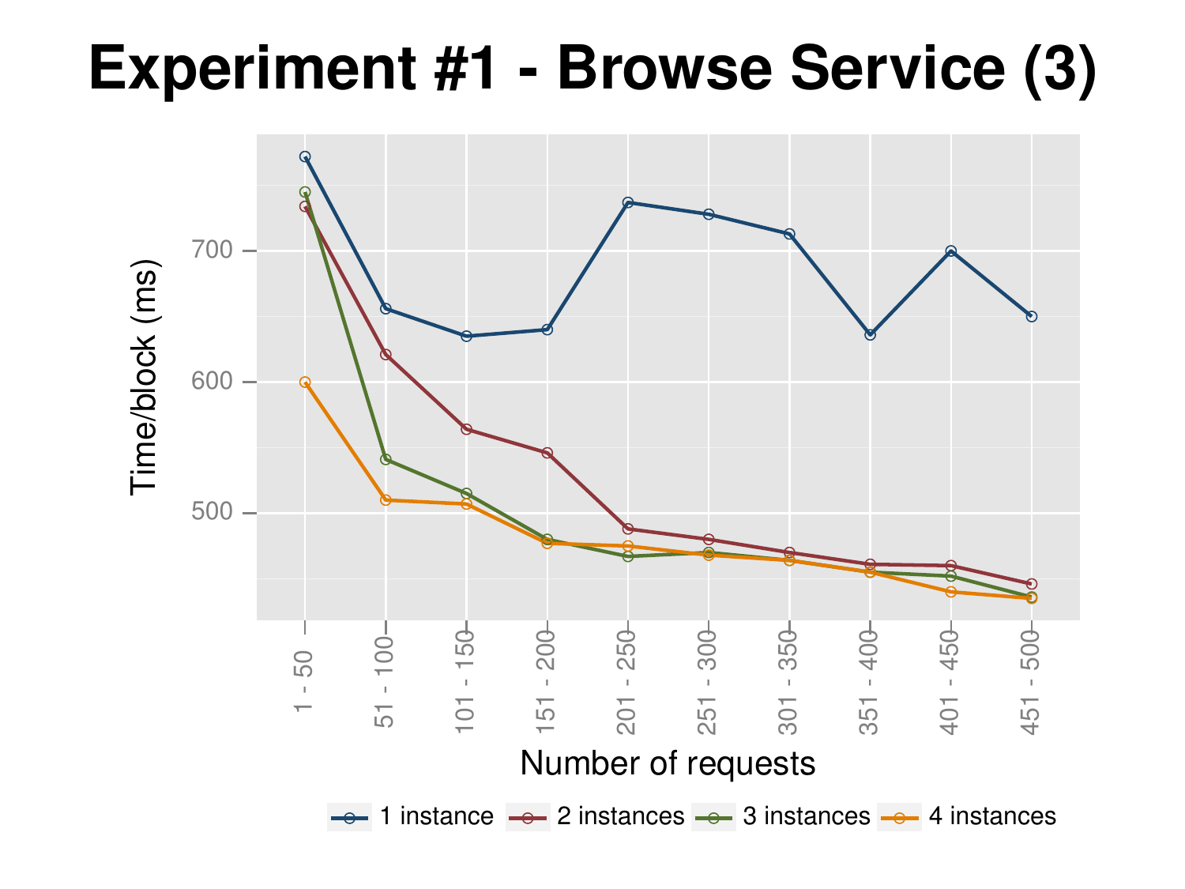# Experiment #1 - Browse Service (3)

Time/block (ms)

Number of requests

1 - 50, 51 - 100, 101 - 150, 151 - 200, 201 - 250, 251 - 300, 301 - 350, 351 - 400, 401 - 450, 451 - 500

1 instance, 2 instances, 3 instances, 4 instances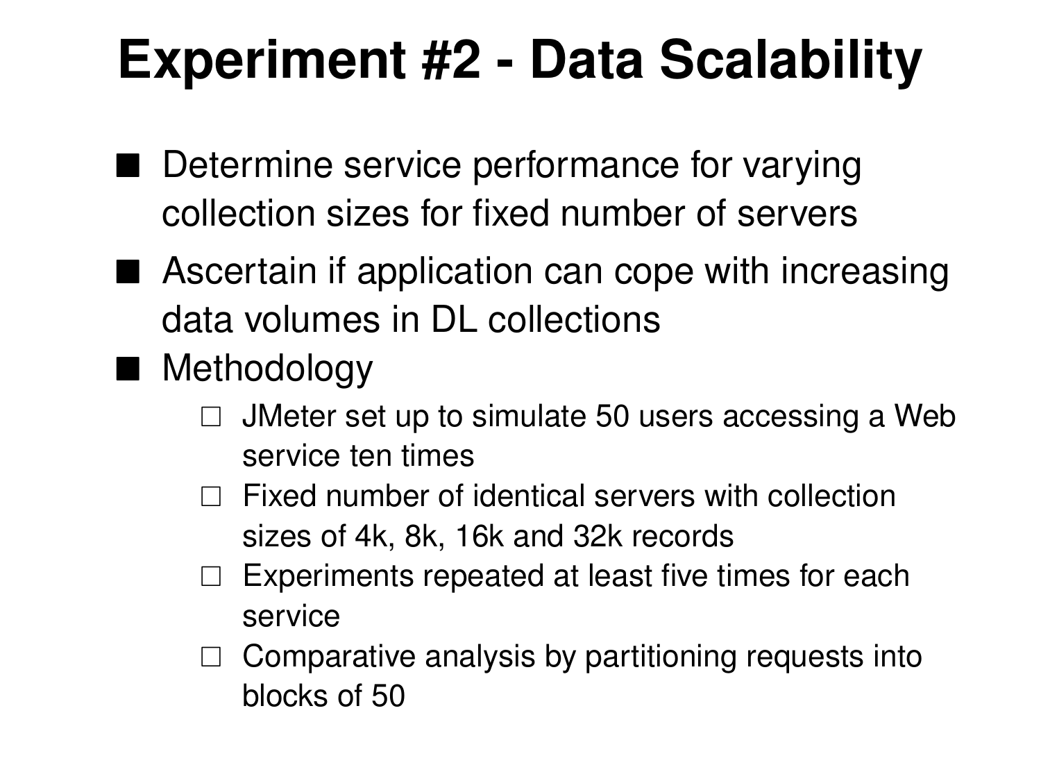# Experiment #2 - Data Scalability

- Determine service performance for varying collection sizes for fixed number of servers
- Ascertain if application can cope with increasing data volumes in DL collections
- Methodology
  - JMeter set up to simulate 50 users accessing a Web service ten times
  - Fixed number of identical servers with collection sizes of 4k, 8k, 16k and 32k records
  - Experiments repeated at least five times for each service
  - Comparative analysis by partitioning requests into blocks of 50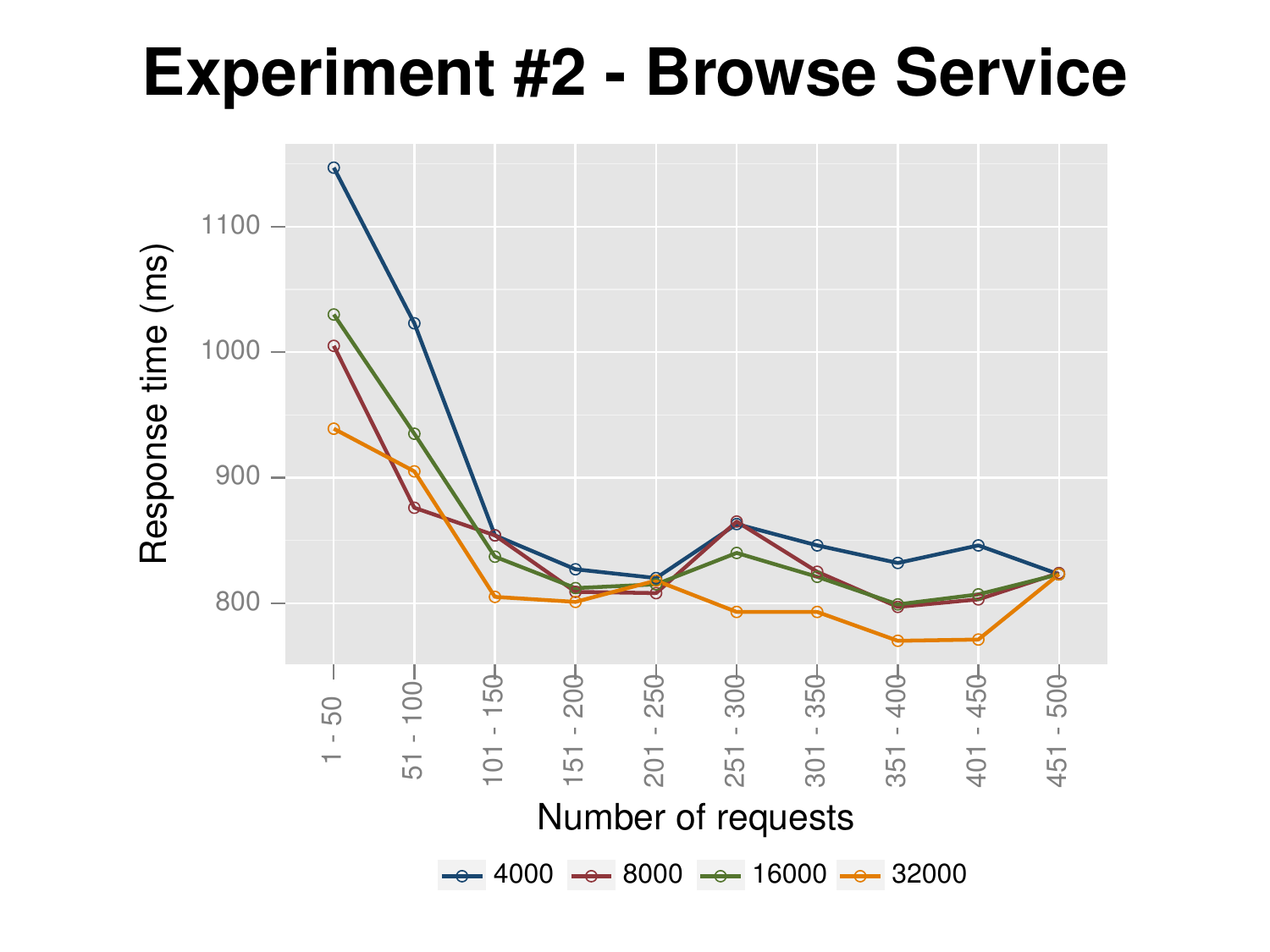# Experiment #2 - Browse Service

Response time (ms)

Number of requests

4000 8000 16000 32000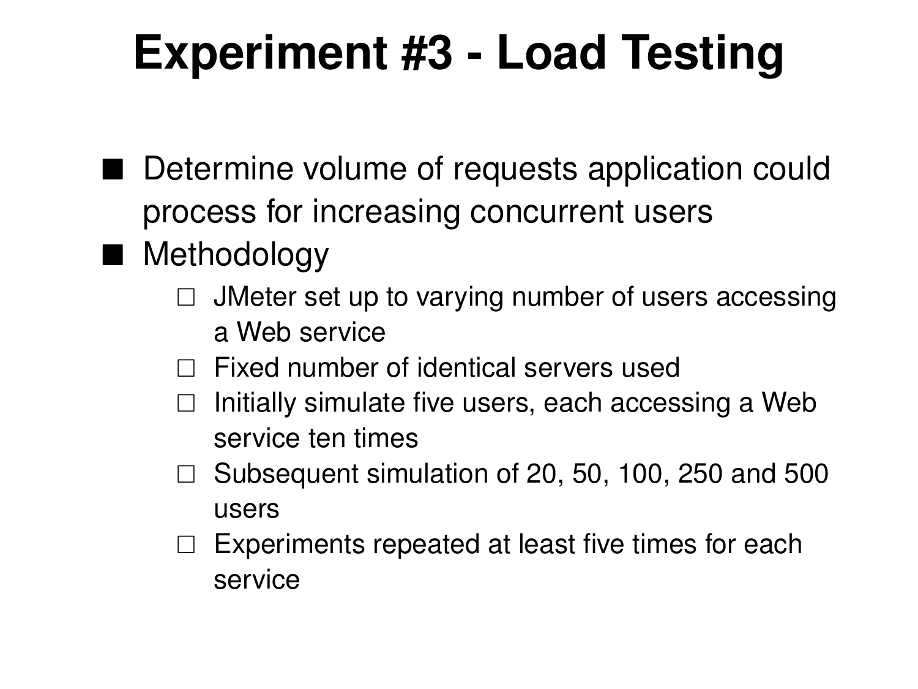# Experiment #3 - Load Testing

- Determine volume of requests application could process for increasing concurrent users
- Methodology
  - JMeter set up to varying number of users accessing a Web service
  - Fixed number of identical servers used
  - Initially simulate five users, each accessing a Web service ten times
  - Subsequent simulation of 20, 50, 100, 250 and 500 users
  - Experiments repeated at least five times for each service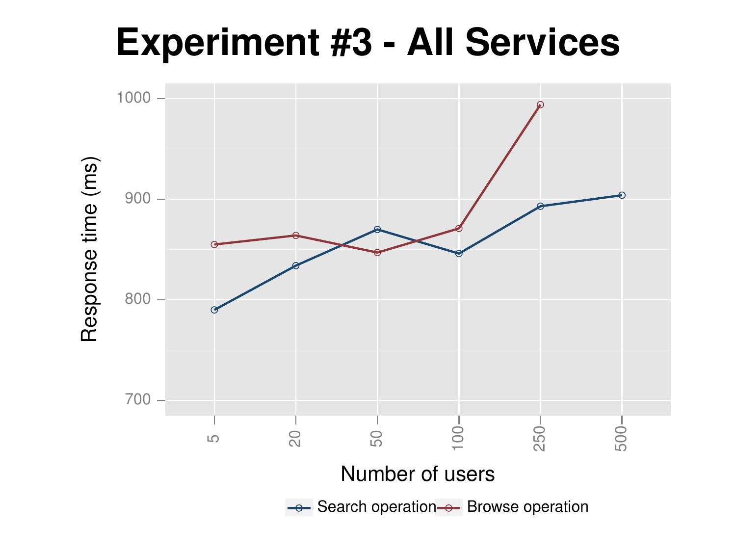# Experiment #3 - All Services

Response time (ms)

Number of users

Search operation    Browse operation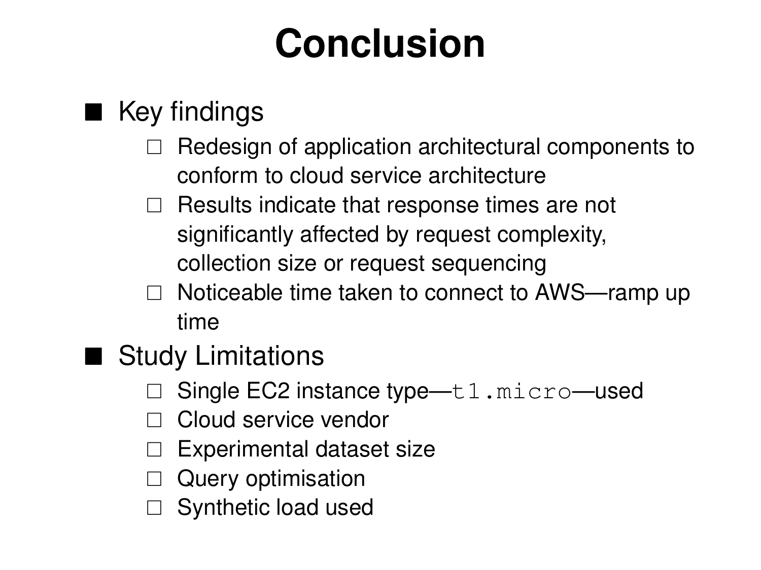# Conclusion

- Key findings
  - Redesign of application architectural components to conform to cloud service architecture
  - Results indicate that response times are not significantly affected by request complexity, collection size or request sequencing
  - Noticeable time taken to connect to AWS—ramp up time
- Study Limitations
  - Single EC2 instance type—`t1.micro`—used
  - Cloud service vendor
  - Experimental dataset size
  - Query optimisation
  - Synthetic load used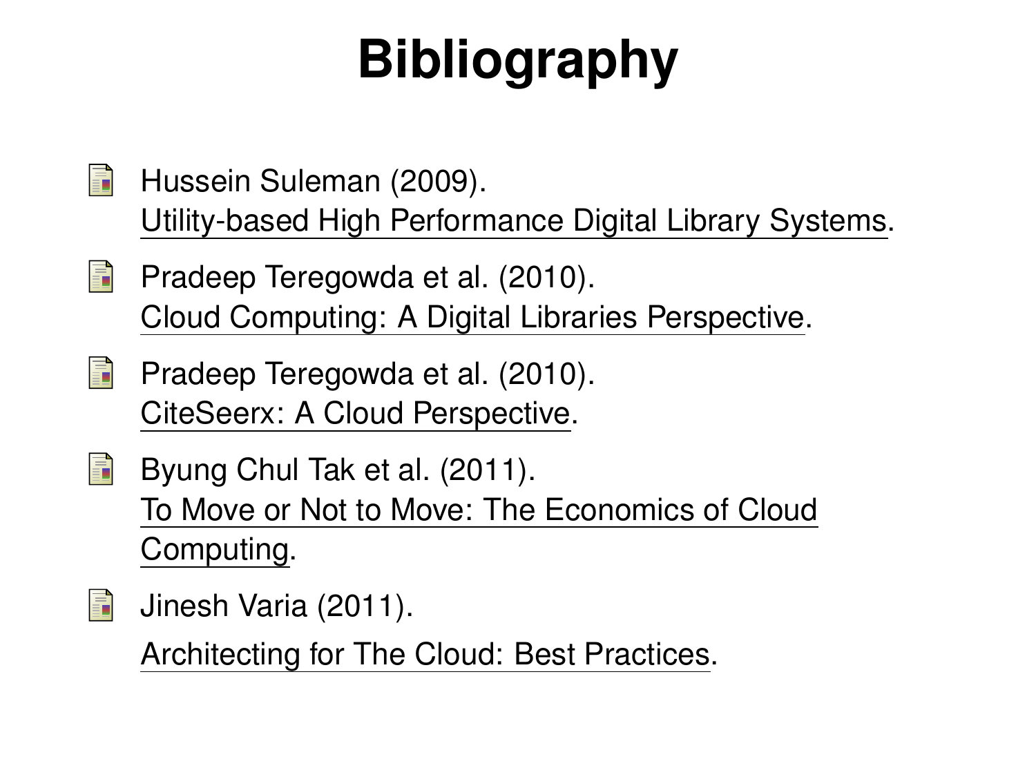# Bibliography

- Hussein Suleman (2009).
  Utility-based High Performance Digital Library Systems.
- Pradeep Teregowda et al. (2010).
  Cloud Computing: A Digital Libraries Perspective.
- Pradeep Teregowda et al. (2010).
  CiteSeerx: A Cloud Perspective.
- Byung Chul Tak et al. (2011).
  To Move or Not to Move: The Economics of Cloud Computing.
- Jinesh Varia (2011).
  Architecting for The Cloud: Best Practices.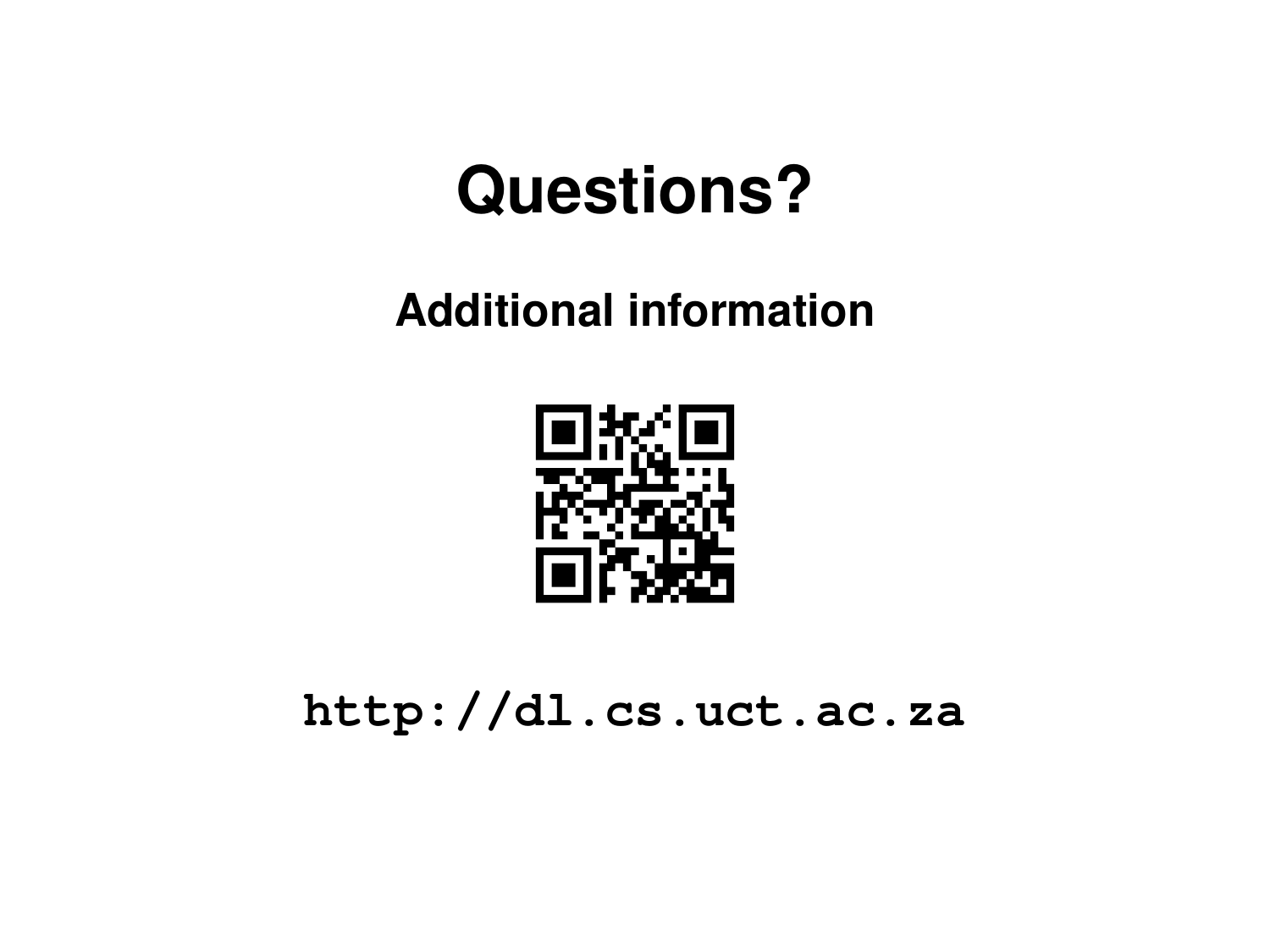# Questions?

**Additional information**

`http://dl.cs.uct.ac.za`